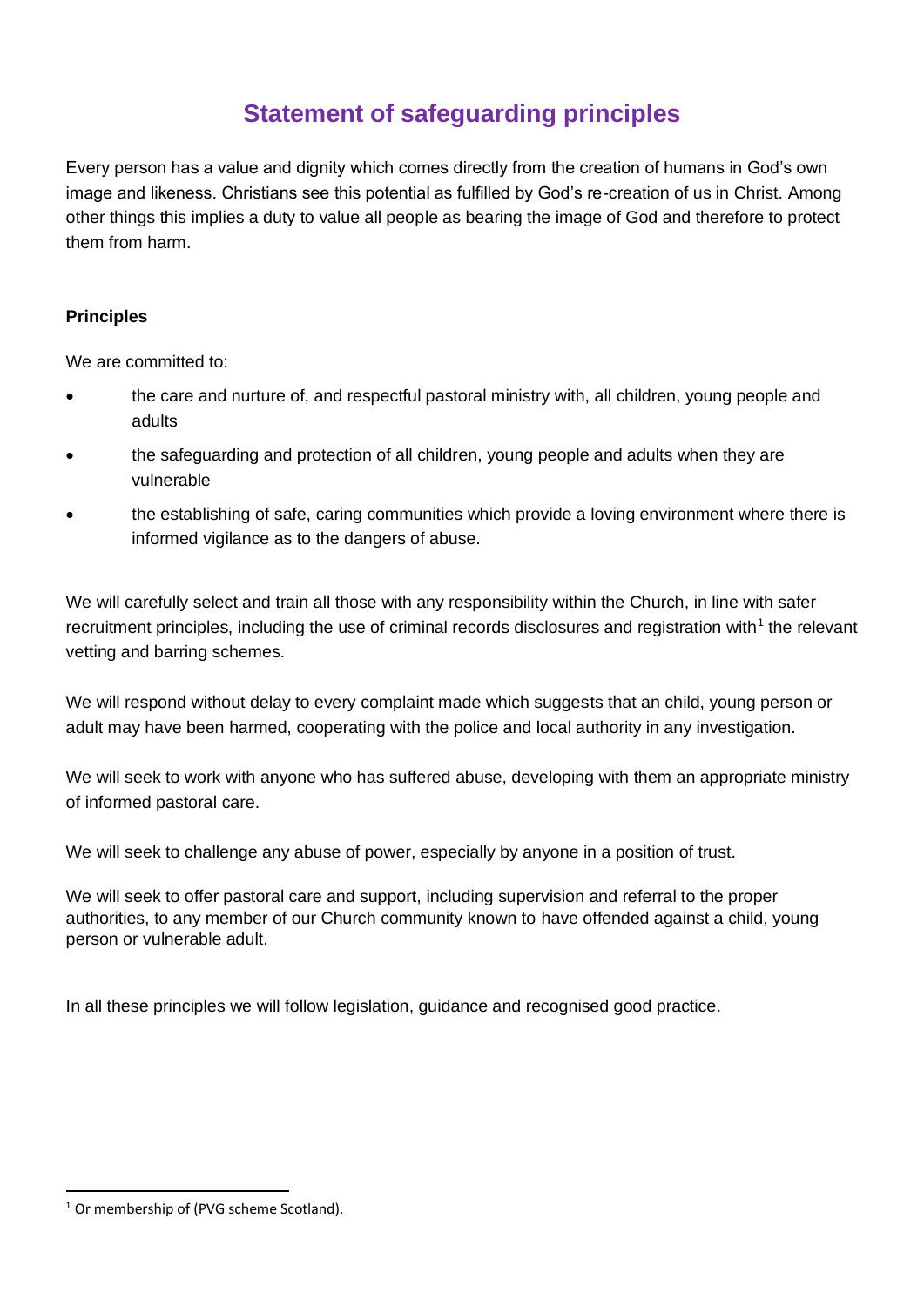# Statement of safeguarding principles

Every person has a value and dignity which comes directly from the creation of humans in God's own image and likeness. Christians see this potential as fulfilled by God's re-creation of us in Christ. Among other things this implies a duty to value all people as bearing the image of God and therefore to protect them from harm.

**Principles**

We are committed to:

- the care and nurture of, and respectful pastoral ministry with, all children, young people and adults
- the safeguarding and protection of all children, young people and adults when they are vulnerable
- the establishing of safe, caring communities which provide a loving environment where there is informed vigilance as to the dangers of abuse.

We will carefully select and train all those with any responsibility within the Church, in line with safer recruitment principles, including the use of criminal records disclosures and registration with[1] the relevant vetting and barring schemes.

We will respond without delay to every complaint made which suggests that an child, young person or adult may have been harmed, cooperating with the police and local authority in any investigation.

We will seek to work with anyone who has suffered abuse, developing with them an appropriate ministry of informed pastoral care.

We will seek to challenge any abuse of power, especially by anyone in a position of trust.

We will seek to offer pastoral care and support, including supervision and referral to the proper authorities, to any member of our Church community known to have offended against a child, young person or vulnerable adult.

In all these principles we will follow legislation, guidance and recognised good practice.

[1] Or membership of (PVG scheme Scotland).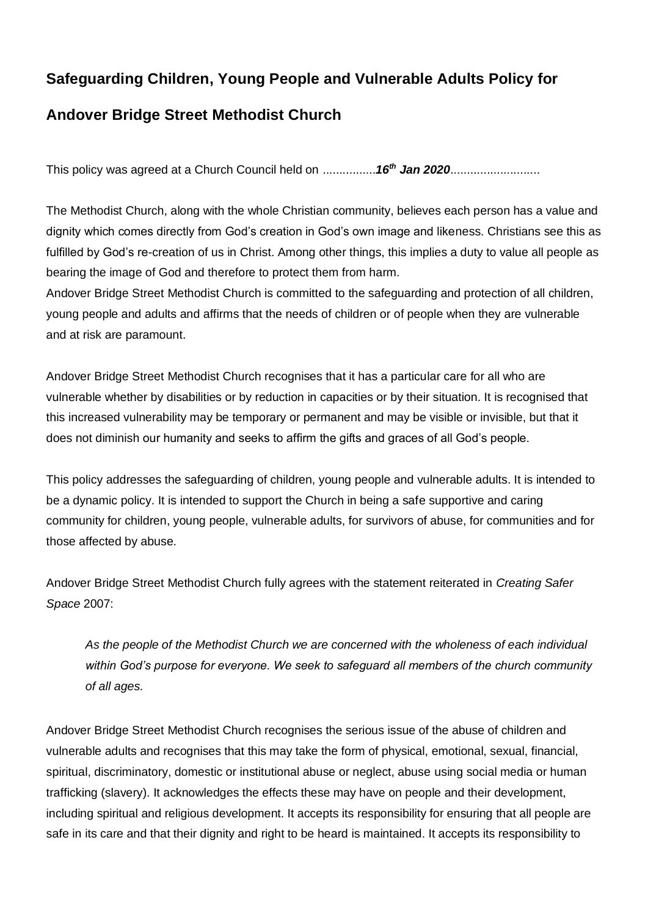**Safeguarding Children, Young People and Vulnerable Adults Policy for**

**Andover Bridge Street Methodist Church**

This policy was agreed at a Church Council held on ................***16th Jan 2020***...........................

The Methodist Church, along with the whole Christian community, believes each person has a value and dignity which comes directly from God's creation in God's own image and likeness. Christians see this as fulfilled by God's re-creation of us in Christ. Among other things, this implies a duty to value all people as bearing the image of God and therefore to protect them from harm.
Andover Bridge Street Methodist Church is committed to the safeguarding and protection of all children, young people and adults and affirms that the needs of children or of people when they are vulnerable and at risk are paramount.

Andover Bridge Street Methodist Church recognises that it has a particular care for all who are vulnerable whether by disabilities or by reduction in capacities or by their situation. It is recognised that this increased vulnerability may be temporary or permanent and may be visible or invisible, but that it does not diminish our humanity and seeks to affirm the gifts and graces of all God's people.

This policy addresses the safeguarding of children, young people and vulnerable adults. It is intended to be a dynamic policy. It is intended to support the Church in being a safe supportive and caring community for children, young people, vulnerable adults, for survivors of abuse, for communities and for those affected by abuse.

Andover Bridge Street Methodist Church fully agrees with the statement reiterated in *Creating Safer Space* 2007:

> *As the people of the Methodist Church we are concerned with the wholeness of each individual within God's purpose for everyone. We seek to safeguard all members of the church community of all ages.*

Andover Bridge Street Methodist Church recognises the serious issue of the abuse of children and vulnerable adults and recognises that this may take the form of physical, emotional, sexual, financial, spiritual, discriminatory, domestic or institutional abuse or neglect, abuse using social media or human trafficking (slavery). It acknowledges the effects these may have on people and their development, including spiritual and religious development. It accepts its responsibility for ensuring that all people are safe in its care and that their dignity and right to be heard is maintained. It accepts its responsibility to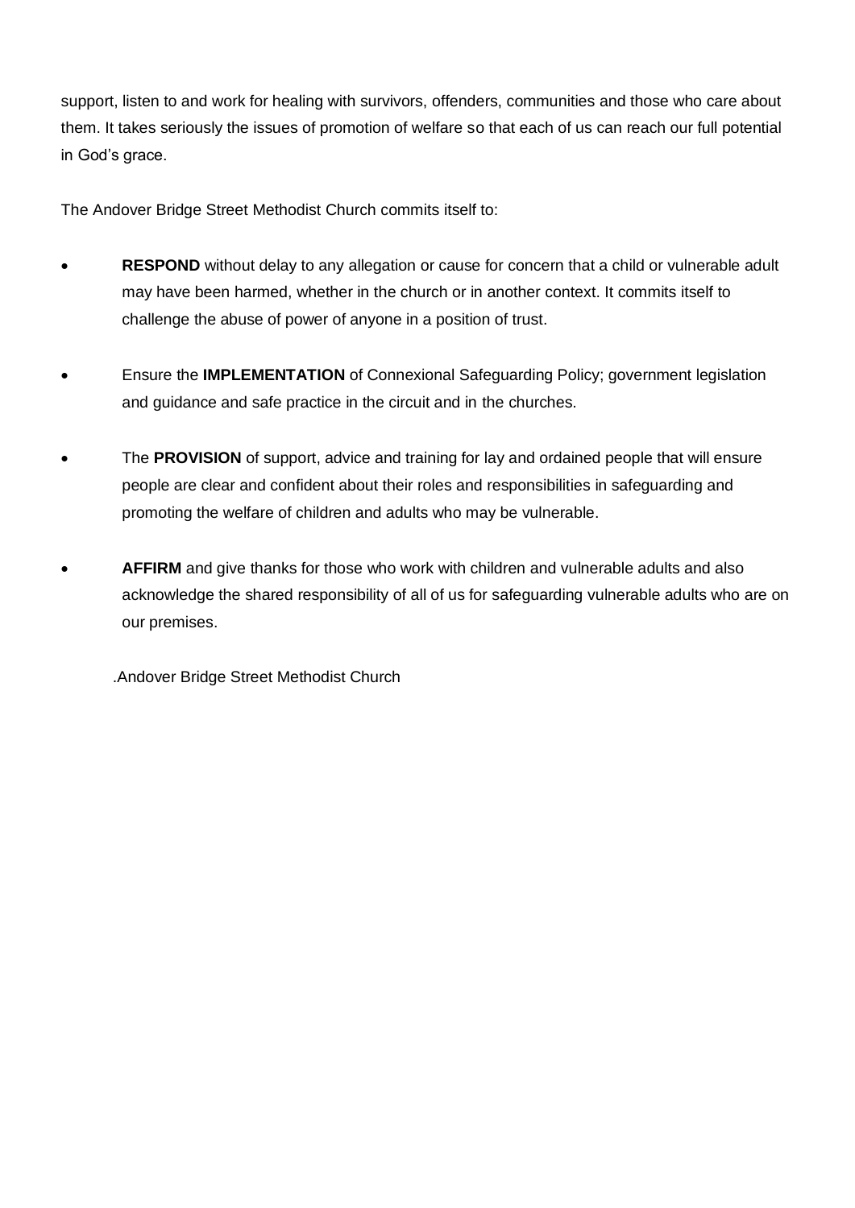support, listen to and work for healing with survivors, offenders, communities and those who care about them. It takes seriously the issues of promotion of welfare so that each of us can reach our full potential in God's grace.

The Andover Bridge Street Methodist Church commits itself to:

- **RESPOND** without delay to any allegation or cause for concern that a child or vulnerable adult may have been harmed, whether in the church or in another context. It commits itself to challenge the abuse of power of anyone in a position of trust.

- Ensure the **IMPLEMENTATION** of Connexional Safeguarding Policy; government legislation and guidance and safe practice in the circuit and in the churches.

- The **PROVISION** of support, advice and training for lay and ordained people that will ensure people are clear and confident about their roles and responsibilities in safeguarding and promoting the welfare of children and adults who may be vulnerable.

- **AFFIRM** and give thanks for those who work with children and vulnerable adults and also acknowledge the shared responsibility of all of us for safeguarding vulnerable adults who are on our premises.

.Andover Bridge Street Methodist Church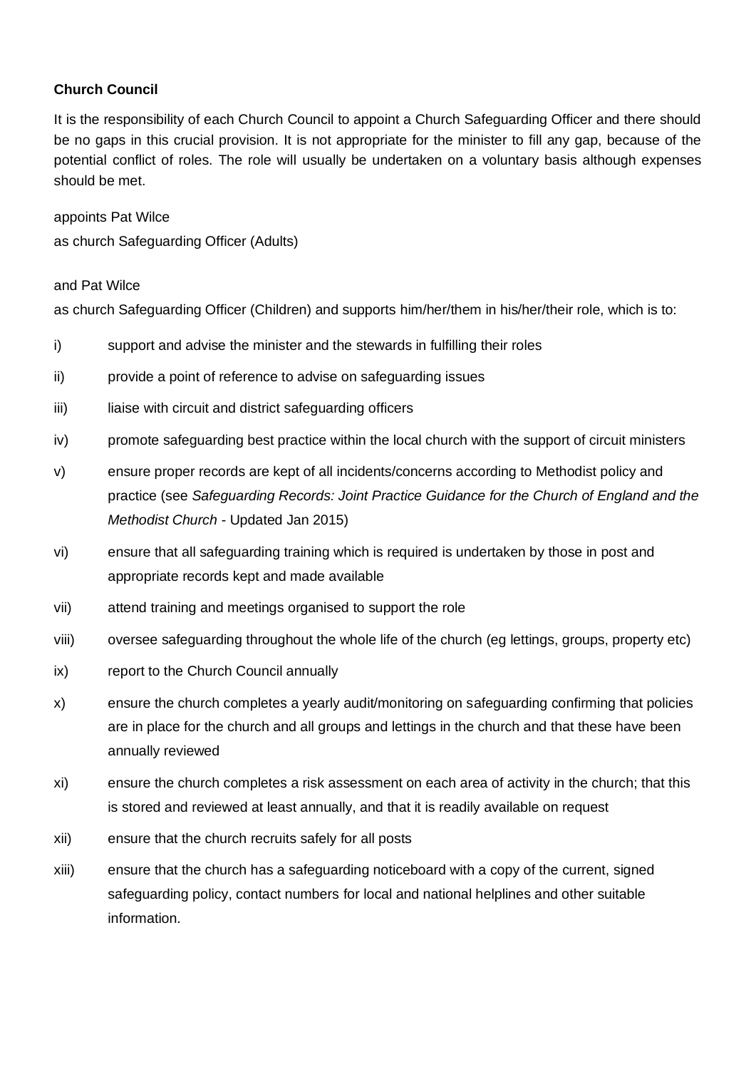**Church Council**

It is the responsibility of each Church Council to appoint a Church Safeguarding Officer and there should be no gaps in this crucial provision. It is not appropriate for the minister to fill any gap, because of the potential conflict of roles. The role will usually be undertaken on a voluntary basis although expenses should be met.

appoints Pat Wilce

as church Safeguarding Officer (Adults)

and Pat Wilce

as church Safeguarding Officer (Children) and supports him/her/them in his/her/their role, which is to:

i) support and advise the minister and the stewards in fulfilling their roles

ii) provide a point of reference to advise on safeguarding issues

iii) liaise with circuit and district safeguarding officers

iv) promote safeguarding best practice within the local church with the support of circuit ministers

v) ensure proper records are kept of all incidents/concerns according to Methodist policy and practice (see *Safeguarding Records: Joint Practice Guidance for the Church of England and the Methodist Church* - Updated Jan 2015)

vi) ensure that all safeguarding training which is required is undertaken by those in post and appropriate records kept and made available

vii) attend training and meetings organised to support the role

viii) oversee safeguarding throughout the whole life of the church (eg lettings, groups, property etc)

ix) report to the Church Council annually

x) ensure the church completes a yearly audit/monitoring on safeguarding confirming that policies are in place for the church and all groups and lettings in the church and that these have been annually reviewed

xi) ensure the church completes a risk assessment on each area of activity in the church; that this is stored and reviewed at least annually, and that it is readily available on request

xii) ensure that the church recruits safely for all posts

xiii) ensure that the church has a safeguarding noticeboard with a copy of the current, signed safeguarding policy, contact numbers for local and national helplines and other suitable information.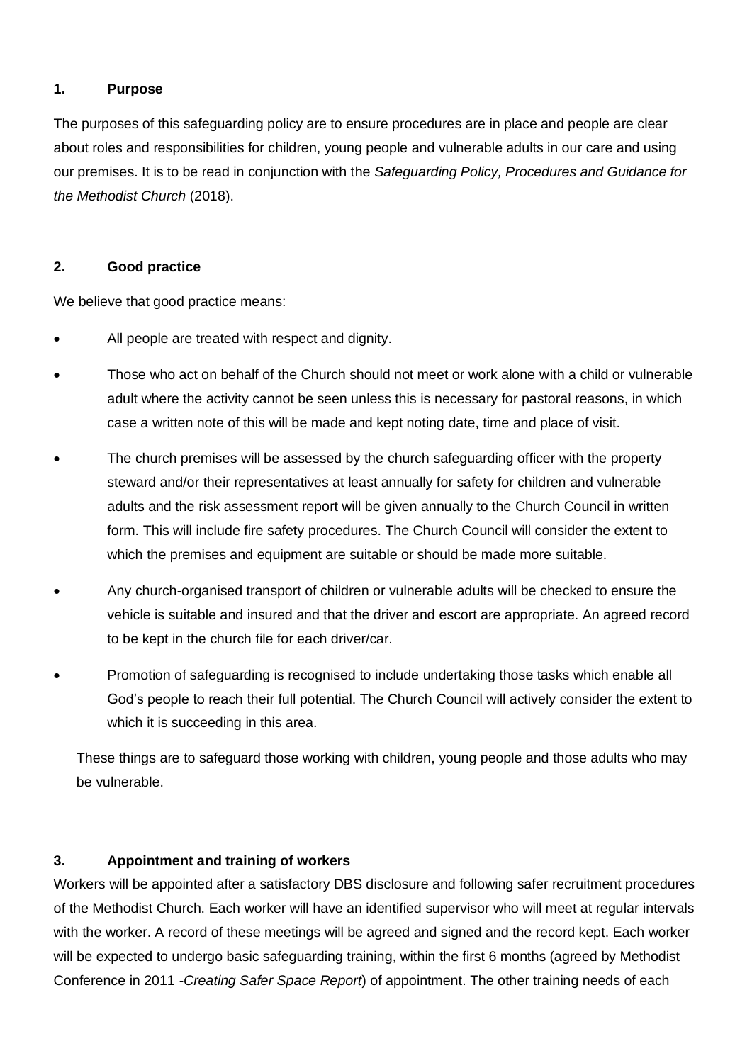## 1. Purpose

The purposes of this safeguarding policy are to ensure procedures are in place and people are clear about roles and responsibilities for children, young people and vulnerable adults in our care and using our premises. It is to be read in conjunction with the *Safeguarding Policy, Procedures and Guidance for the Methodist Church* (2018).

## 2. Good practice

We believe that good practice means:

- All people are treated with respect and dignity.
- Those who act on behalf of the Church should not meet or work alone with a child or vulnerable adult where the activity cannot be seen unless this is necessary for pastoral reasons, in which case a written note of this will be made and kept noting date, time and place of visit.
- The church premises will be assessed by the church safeguarding officer with the property steward and/or their representatives at least annually for safety for children and vulnerable adults and the risk assessment report will be given annually to the Church Council in written form. This will include fire safety procedures. The Church Council will consider the extent to which the premises and equipment are suitable or should be made more suitable.
- Any church-organised transport of children or vulnerable adults will be checked to ensure the vehicle is suitable and insured and that the driver and escort are appropriate. An agreed record to be kept in the church file for each driver/car.
- Promotion of safeguarding is recognised to include undertaking those tasks which enable all God's people to reach their full potential. The Church Council will actively consider the extent to which it is succeeding in this area.

These things are to safeguard those working with children, young people and those adults who may be vulnerable.

## 3. Appointment and training of workers

Workers will be appointed after a satisfactory DBS disclosure and following safer recruitment procedures of the Methodist Church. Each worker will have an identified supervisor who will meet at regular intervals with the worker. A record of these meetings will be agreed and signed and the record kept. Each worker will be expected to undergo basic safeguarding training, within the first 6 months (agreed by Methodist Conference in 2011 -*Creating Safer Space Report*) of appointment. The other training needs of each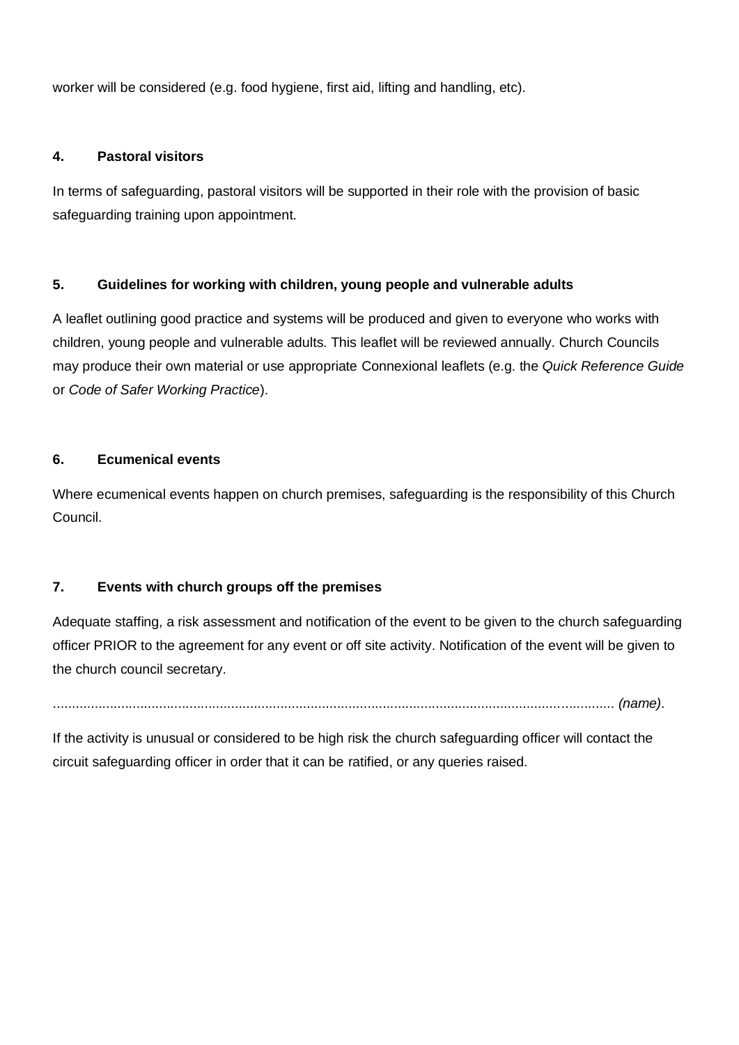worker will be considered (e.g. food hygiene, first aid, lifting and handling, etc).

### 4. Pastoral visitors

In terms of safeguarding, pastoral visitors will be supported in their role with the provision of basic safeguarding training upon appointment.

### 5. Guidelines for working with children, young people and vulnerable adults

A leaflet outlining good practice and systems will be produced and given to everyone who works with children, young people and vulnerable adults. This leaflet will be reviewed annually. Church Councils may produce their own material or use appropriate Connexional leaflets (e.g. the *Quick Reference Guide* or *Code of Safer Working Practice*).

### 6. Ecumenical events

Where ecumenical events happen on church premises, safeguarding is the responsibility of this Church Council.

### 7. Events with church groups off the premises

Adequate staffing, a risk assessment and notification of the event to be given to the church safeguarding officer PRIOR to the agreement for any event or off site activity. Notification of the event will be given to the church council secretary.

............................................................................................................................................... *(name)*.

If the activity is unusual or considered to be high risk the church safeguarding officer will contact the circuit safeguarding officer in order that it can be ratified, or any queries raised.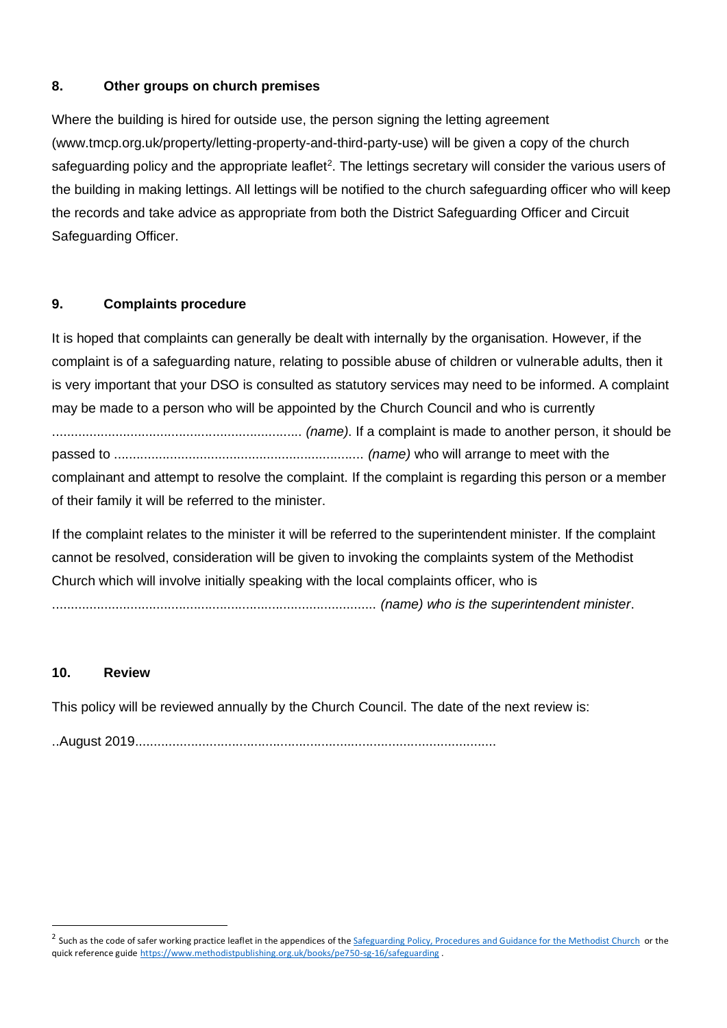## 8. Other groups on church premises

Where the building is hired for outside use, the person signing the letting agreement (www.tmcp.org.uk/property/letting-property-and-third-party-use) will be given a copy of the church safeguarding policy and the appropriate leaflet[2]. The lettings secretary will consider the various users of the building in making lettings. All lettings will be notified to the church safeguarding officer who will keep the records and take advice as appropriate from both the District Safeguarding Officer and Circuit Safeguarding Officer.

## 9. Complaints procedure

It is hoped that complaints can generally be dealt with internally by the organisation. However, if the complaint is of a safeguarding nature, relating to possible abuse of children or vulnerable adults, then it is very important that your DSO is consulted as statutory services may need to be informed. A complaint may be made to a person who will be appointed by the Church Council and who is currently ................................................................... *(name)*. If a complaint is made to another person, it should be passed to ................................................................... *(name)* who will arrange to meet with the complainant and attempt to resolve the complaint. If the complaint is regarding this person or a member of their family it will be referred to the minister.

If the complaint relates to the minister it will be referred to the superintendent minister. If the complaint cannot be resolved, consideration will be given to invoking the complaints system of the Methodist Church which will involve initially speaking with the local complaints officer, who is ....................................................................................... *(name) who is the superintendent minister*.

## 10. Review

This policy will be reviewed annually by the Church Council. The date of the next review is:

..August 2019.................................................................................................

---

[2] Such as the code of safer working practice leaflet in the appendices of the [Safeguarding Policy, Procedures and Guidance for the Methodist Church](#) or the quick reference guide https://www.methodistpublishing.org.uk/books/pe750-sg-16/safeguarding .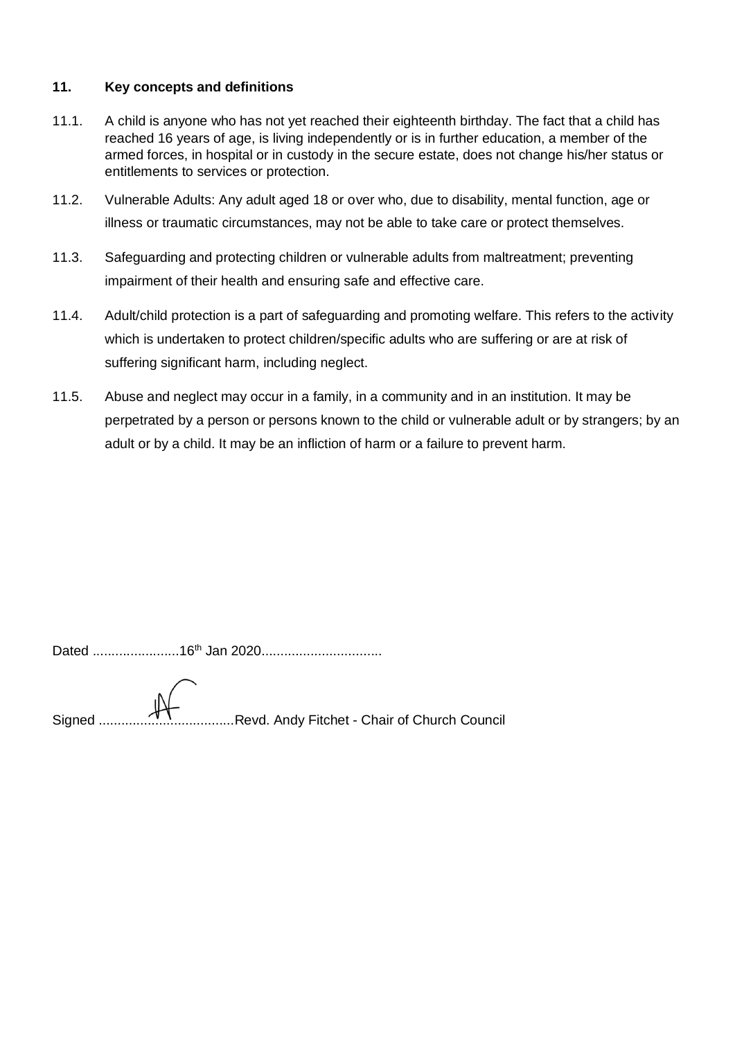### 11. Key concepts and definitions

11.1. A child is anyone who has not yet reached their eighteenth birthday. The fact that a child has reached 16 years of age, is living independently or is in further education, a member of the armed forces, in hospital or in custody in the secure estate, does not change his/her status or entitlements to services or protection.

11.2. Vulnerable Adults: Any adult aged 18 or over who, due to disability, mental function, age or illness or traumatic circumstances, may not be able to take care or protect themselves.

11.3. Safeguarding and protecting children or vulnerable adults from maltreatment; preventing impairment of their health and ensuring safe and effective care.

11.4. Adult/child protection is a part of safeguarding and promoting welfare. This refers to the activity which is undertaken to protect children/specific adults who are suffering or are at risk of suffering significant harm, including neglect.

11.5. Abuse and neglect may occur in a family, in a community and in an institution. It may be perpetrated by a person or persons known to the child or vulnerable adult or by strangers; by an adult or by a child. It may be an infliction of harm or a failure to prevent harm.

Dated .......................16th Jan 2020...............................

Signed ....................................Revd. Andy Fitchet - Chair of Church Council